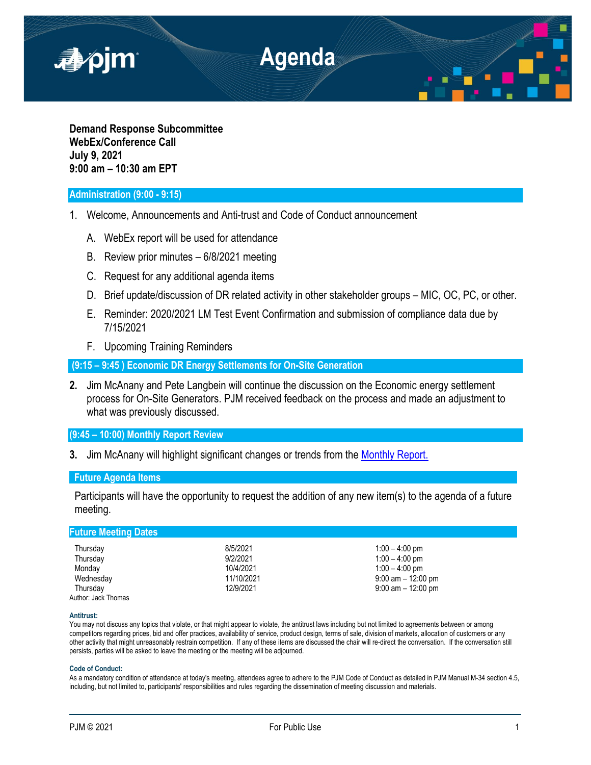# Agenda

**Demand Response Subcommittee**
**WebEx/Conference Call**
**July 9, 2021**
**9:00 am – 10:30 am EPT**

## Administration (9:00 - 9:15)

1. Welcome, Announcements and Anti-trust and Code of Conduct announcement
   - A. WebEx report will be used for attendance
   - B. Review prior minutes – 6/8/2021 meeting
   - C. Request for any additional agenda items
   - D. Brief update/discussion of DR related activity in other stakeholder groups – MIC, OC, PC, or other.
   - E. Reminder: 2020/2021 LM Test Event Confirmation and submission of compliance data due by 7/15/2021
   - F. Upcoming Training Reminders

## (9:15 – 9:45 ) Economic DR Energy Settlements for On-Site Generation

2. Jim McAnany and Pete Langbein will continue the discussion on the Economic energy settlement process for On-Site Generators. PJM received feedback on the process and made an adjustment to what was previously discussed.

## (9:45 – 10:00) Monthly Report Review

3. Jim McAnany will highlight significant changes or trends from the Monthly Report.

## Future Agenda Items

Participants will have the opportunity to request the addition of any new item(s) to the agenda of a future meeting.

## Future Meeting Dates

| | | |
|---|---|---|
| Thursday | 8/5/2021 | 1:00 – 4:00 pm |
| Thursday | 9/2/2021 | 1:00 – 4:00 pm |
| Monday | 10/4/2021 | 1:00 – 4:00 pm |
| Wednesday | 11/10/2021 | 9:00 am – 12:00 pm |
| Thursday | 12/9/2021 | 9:00 am – 12:00 pm |

Author: Jack Thomas

**Antitrust:**
You may not discuss any topics that violate, or that might appear to violate, the antitrust laws including but not limited to agreements between or among competitors regarding prices, bid and offer practices, availability of service, product design, terms of sale, division of markets, allocation of customers or any other activity that might unreasonably restrain competition. If any of these items are discussed the chair will re-direct the conversation. If the conversation still persists, parties will be asked to leave the meeting or the meeting will be adjourned.

**Code of Conduct:**
As a mandatory condition of attendance at today's meeting, attendees agree to adhere to the PJM Code of Conduct as detailed in PJM Manual M-34 section 4.5, including, but not limited to, participants' responsibilities and rules regarding the dissemination of meeting discussion and materials.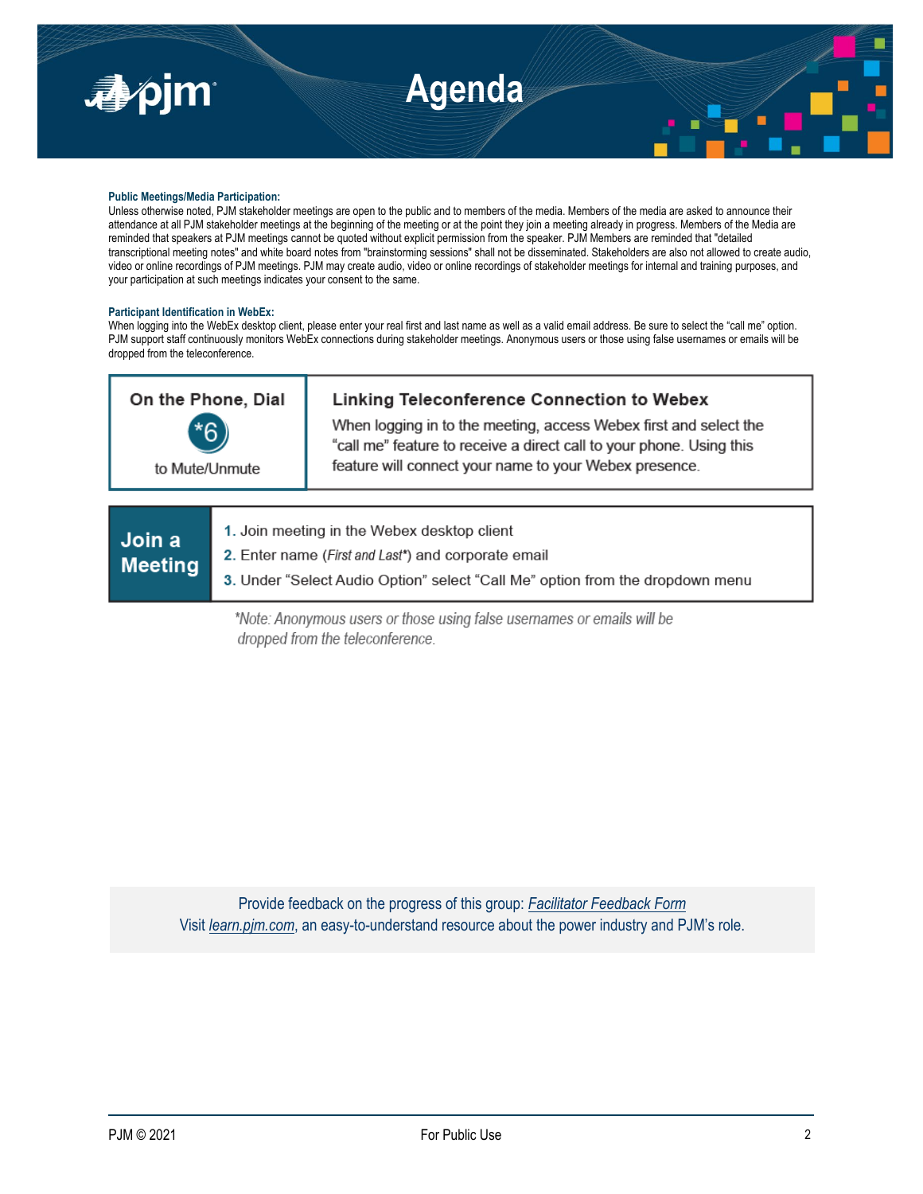# Agenda

**Public Meetings/Media Participation:**

Unless otherwise noted, PJM stakeholder meetings are open to the public and to members of the media. Members of the media are asked to announce their attendance at all PJM stakeholder meetings at the beginning of the meeting or at the point they join a meeting already in progress. Members of the Media are reminded that speakers at PJM meetings cannot be quoted without explicit permission from the speaker. PJM Members are reminded that "detailed transcriptional meeting notes" and white board notes from "brainstorming sessions" shall not be disseminated. Stakeholders are also not allowed to create audio, video or online recordings of PJM meetings. PJM may create audio, video or online recordings of stakeholder meetings for internal and training purposes, and your participation at such meetings indicates your consent to the same.

**Participant Identification in WebEx:**

When logging into the WebEx desktop client, please enter your real first and last name as well as a valid email address. Be sure to select the "call me" option. PJM support staff continuously monitors WebEx connections during stakeholder meetings. Anonymous users or those using false usernames or emails will be dropped from the teleconference.

**On the Phone, Dial *6 to Mute/Unmute**

**Linking Teleconference Connection to Webex**

When logging in to the meeting, access Webex first and select the "call me" feature to receive a direct call to your phone. Using this feature will connect your name to your Webex presence.

**Join a Meeting**

1. Join meeting in the Webex desktop client
2. Enter name (*First and Last**) and corporate email
3. Under "Select Audio Option" select "Call Me" option from the dropdown menu

*\*Note: Anonymous users or those using false usernames or emails will be dropped from the teleconference.*

Provide feedback on the progress of this group: *Facilitator Feedback Form*

Visit *learn.pjm.com*, an easy-to-understand resource about the power industry and PJM's role.

PJM © 2021 For Public Use